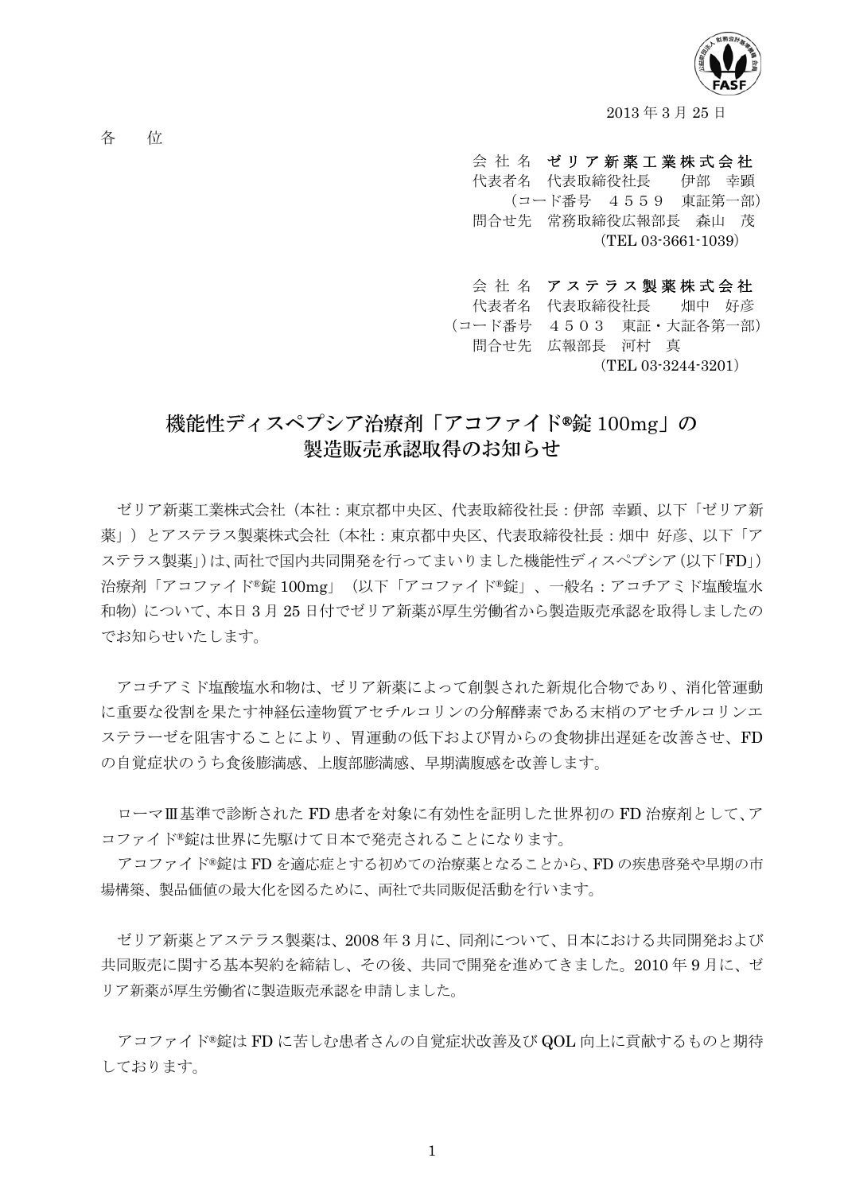2013 年 3 月 25 日

各　　位

会 社 名　**ゼリア新薬工業株式会社**
代表者名　代表取締役社長　　伊部　幸顕
（コード番号　４５５９　東証第一部）
問合せ先　常務取締役広報部長　森山　茂
（TEL 03-3661-1039）

会 社 名　**アステラス製薬株式会社**
代表者名　代表取締役社長　　畑中　好彦
（コード番号　４５０３　東証・大証各第一部）
問合せ先　広報部長　河村　真
（TEL 03-3244-3201）

# 機能性ディスペプシア治療剤「アコファイド®錠 100mg」の製造販売承認取得のお知らせ

ゼリア新薬工業株式会社（本社：東京都中央区、代表取締役社長：伊部 幸顕、以下「ゼリア新薬」）とアステラス製薬株式会社（本社：東京都中央区、代表取締役社長：畑中 好彦、以下「アステラス製薬」）は、両社で国内共同開発を行ってまいりました機能性ディスペプシア（以下「FD」）治療剤「アコファイド®錠 100mg」（以下「アコファイド®錠」、一般名：アコチアミド塩酸塩水和物）について、本日 3 月 25 日付でゼリア新薬が厚生労働省から製造販売承認を取得しましたのでお知らせいたします。

アコチアミド塩酸塩水和物は、ゼリア新薬によって創製された新規化合物であり、消化管運動に重要な役割を果たす神経伝達物質アセチルコリンの分解酵素である末梢のアセチルコリンエステラーゼを阻害することにより、胃運動の低下および胃からの食物排出遅延を改善させ、FD の自覚症状のうち食後膨満感、上腹部膨満感、早期満腹感を改善します。

ローマⅢ基準で診断された FD 患者を対象に有効性を証明した世界初の FD 治療剤として、アコファイド®錠は世界に先駆けて日本で発売されることになります。

アコファイド®錠は FD を適応症とする初めての治療薬となることから、FD の疾患啓発や早期の市場構築、製品価値の最大化を図るために、両社で共同販促活動を行います。

ゼリア新薬とアステラス製薬は、2008 年 3 月に、同剤について、日本における共同開発および共同販売に関する基本契約を締結し、その後、共同で開発を進めてきました。2010 年 9 月に、ゼリア新薬が厚生労働省に製造販売承認を申請しました。

アコファイド®錠は FD に苦しむ患者さんの自覚症状改善及び QOL 向上に貢献するものと期待しております。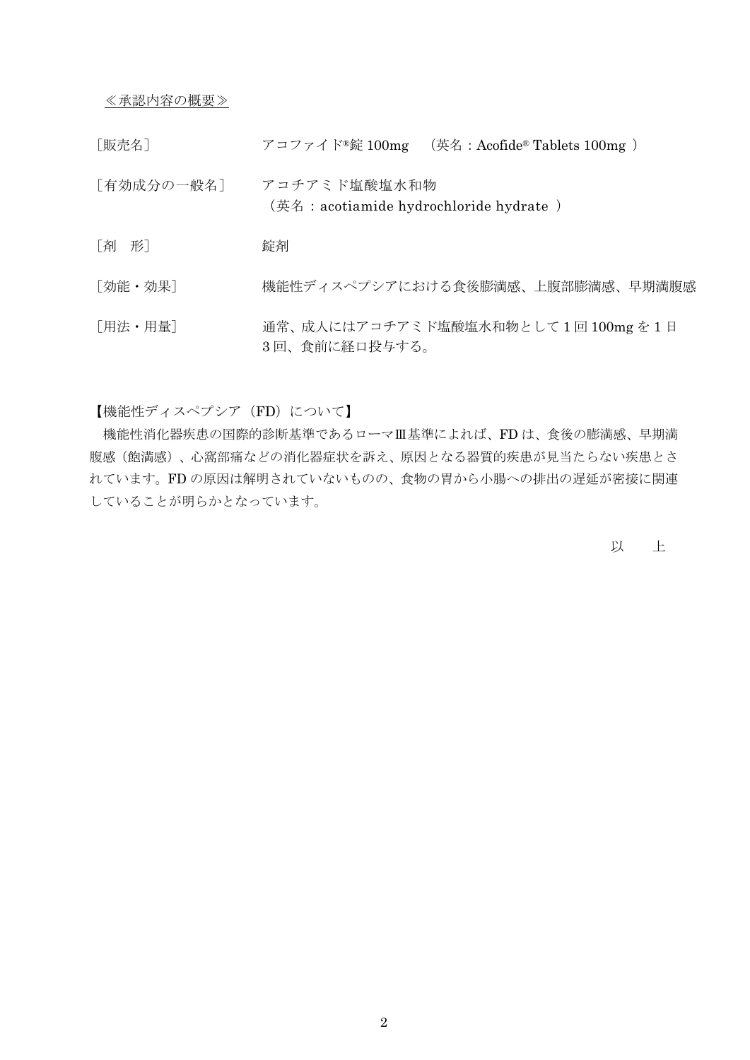≪承認内容の概要≫

［販売名］　アコファイド®錠 100mg　（英名：Acofide® Tablets 100mg ）

［有効成分の一般名］　アコチアミド塩酸塩水和物
（英名：acotiamide hydrochloride hydrate ）

［剤　形］　錠剤

［効能・効果］　機能性ディスペプシアにおける食後膨満感、上腹部膨満感、早期満腹感

［用法・用量］　通常、成人にはアコチアミド塩酸塩水和物として 1 回 100mg を 1 日 3 回、食前に経口投与する。

【機能性ディスペプシア（FD）について】

機能性消化器疾患の国際的診断基準であるローマⅢ基準によれば、FD は、食後の膨満感、早期満腹感（飽満感）、心窩部痛などの消化器症状を訴え、原因となる器質的疾患が見当たらない疾患とされています。FD の原因は解明されていないものの、食物の胃から小腸への排出の遅延が密接に関連していることが明らかとなっています。

以　上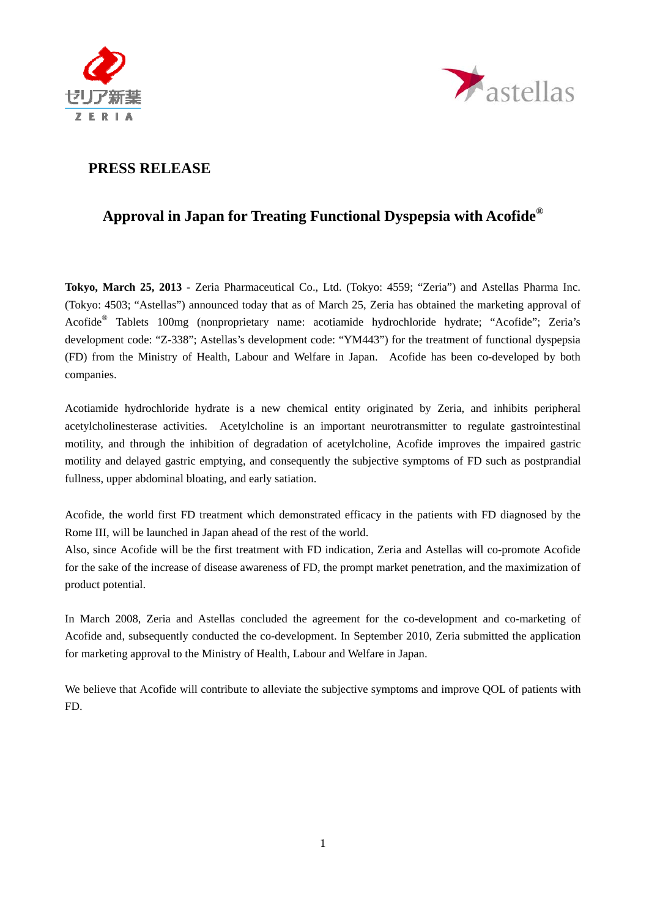# PRESS RELEASE

## Approval in Japan for Treating Functional Dyspepsia with Acofide®

**Tokyo, March 25, 2013** - Zeria Pharmaceutical Co., Ltd. (Tokyo: 4559; "Zeria") and Astellas Pharma Inc. (Tokyo: 4503; "Astellas") announced today that as of March 25, Zeria has obtained the marketing approval of Acofide® Tablets 100mg (nonproprietary name: acotiamide hydrochloride hydrate; "Acofide"; Zeria's development code: "Z-338"; Astellas's development code: "YM443") for the treatment of functional dyspepsia (FD) from the Ministry of Health, Labour and Welfare in Japan. Acofide has been co-developed by both companies.

Acotiamide hydrochloride hydrate is a new chemical entity originated by Zeria, and inhibits peripheral acetylcholinesterase activities. Acetylcholine is an important neurotransmitter to regulate gastrointestinal motility, and through the inhibition of degradation of acetylcholine, Acofide improves the impaired gastric motility and delayed gastric emptying, and consequently the subjective symptoms of FD such as postprandial fullness, upper abdominal bloating, and early satiation.

Acofide, the world first FD treatment which demonstrated efficacy in the patients with FD diagnosed by the Rome III, will be launched in Japan ahead of the rest of the world.
Also, since Acofide will be the first treatment with FD indication, Zeria and Astellas will co-promote Acofide for the sake of the increase of disease awareness of FD, the prompt market penetration, and the maximization of product potential.

In March 2008, Zeria and Astellas concluded the agreement for the co-development and co-marketing of Acofide and, subsequently conducted the co-development. In September 2010, Zeria submitted the application for marketing approval to the Ministry of Health, Labour and Welfare in Japan.

We believe that Acofide will contribute to alleviate the subjective symptoms and improve QOL of patients with FD.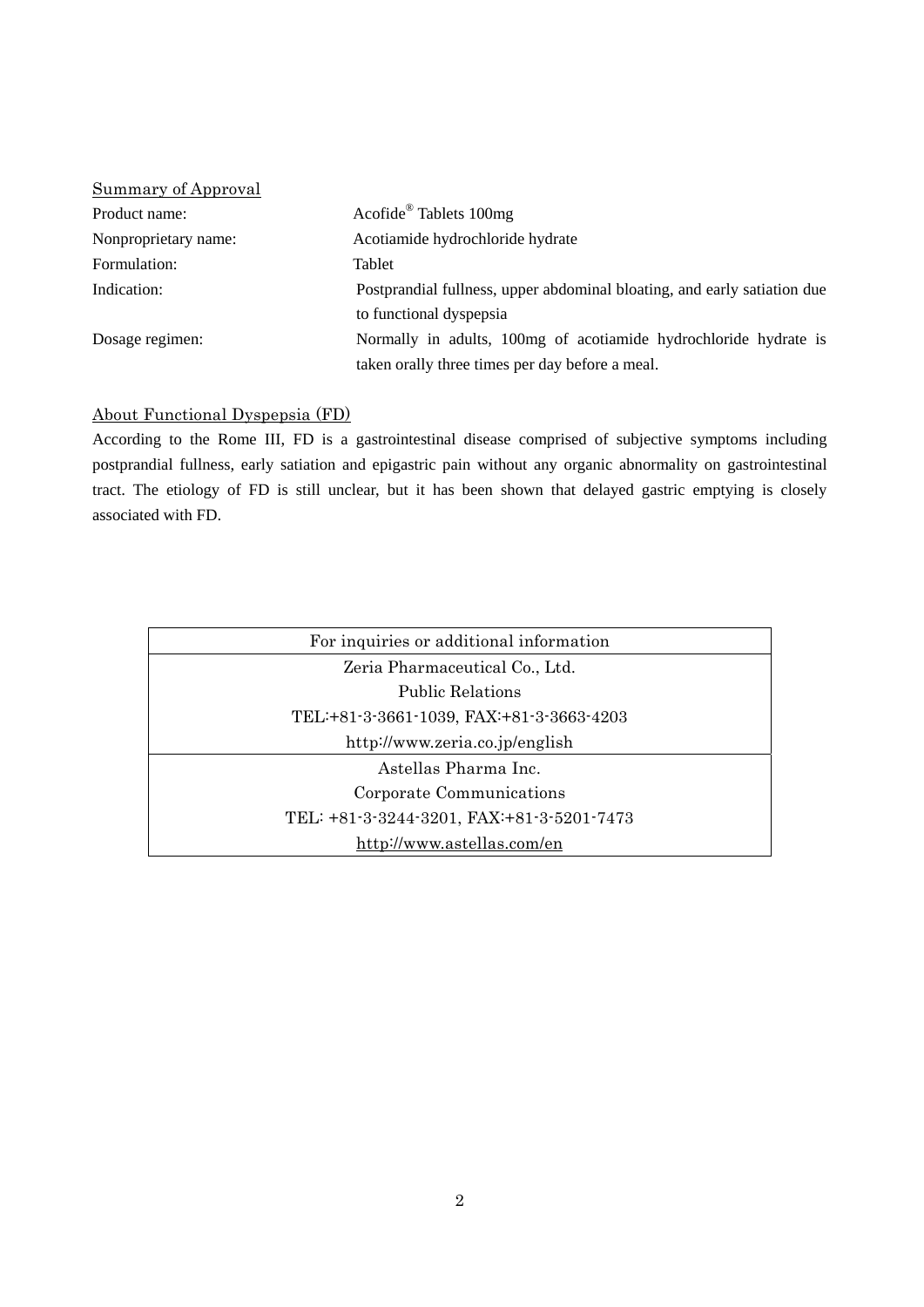Summary of Approval

| | |
|---|---|
| Product name: | Acofide® Tablets 100mg |
| Nonproprietary name: | Acotiamide hydrochloride hydrate |
| Formulation: | Tablet |
| Indication: | Postprandial fullness, upper abdominal bloating, and early satiation due to functional dyspepsia |
| Dosage regimen: | Normally in adults, 100mg of acotiamide hydrochloride hydrate is taken orally three times per day before a meal. |

About Functional Dyspepsia (FD)

According to the Rome III, FD is a gastrointestinal disease comprised of subjective symptoms including postprandial fullness, early satiation and epigastric pain without any organic abnormality on gastrointestinal tract. The etiology of FD is still unclear, but it has been shown that delayed gastric emptying is closely associated with FD.

| For inquiries or additional information |
|---|
| Zeria Pharmaceutical Co., Ltd.<br>Public Relations<br>TEL:+81-3-3661-1039, FAX:+81-3-3663-4203<br>http://www.zeria.co.jp/english |
| Astellas Pharma Inc.<br>Corporate Communications<br>TEL: +81-3-3244-3201, FAX:+81-3-5201-7473<br>http://www.astellas.com/en |